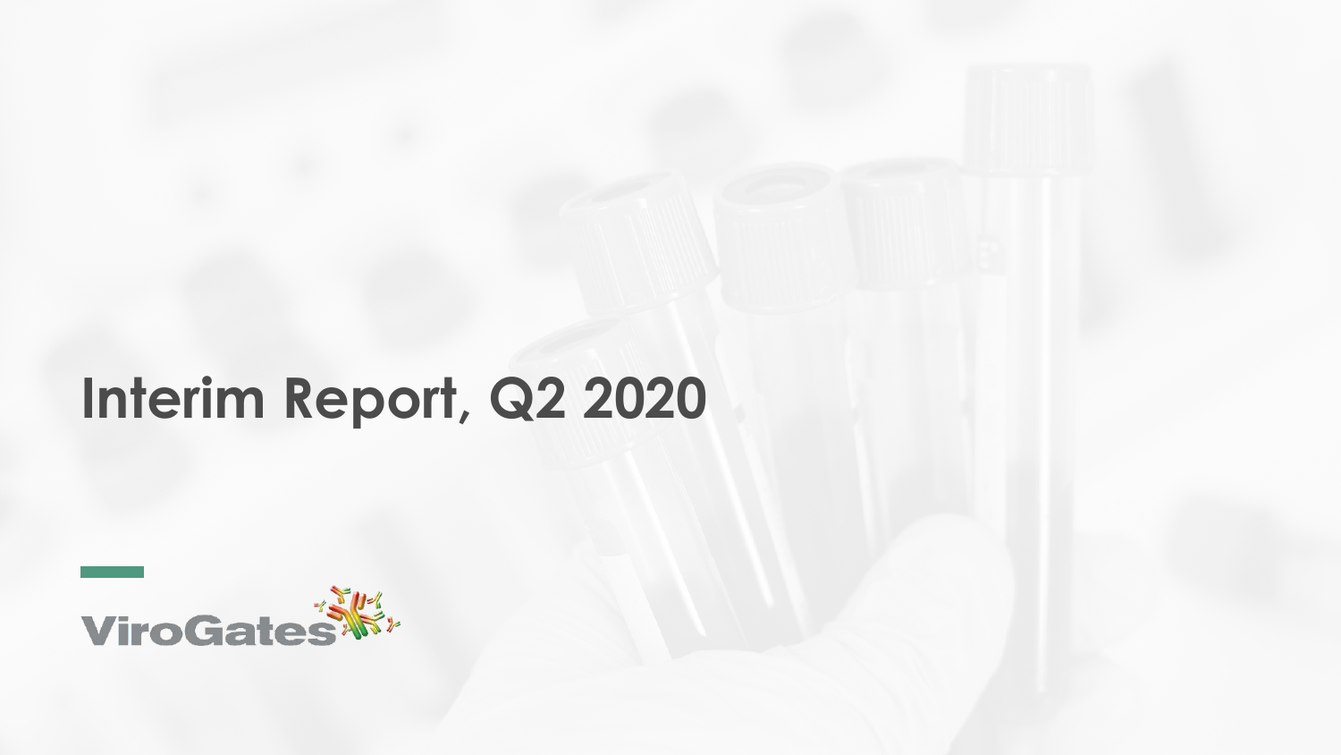# Interim Report, Q2 2020

ViroGates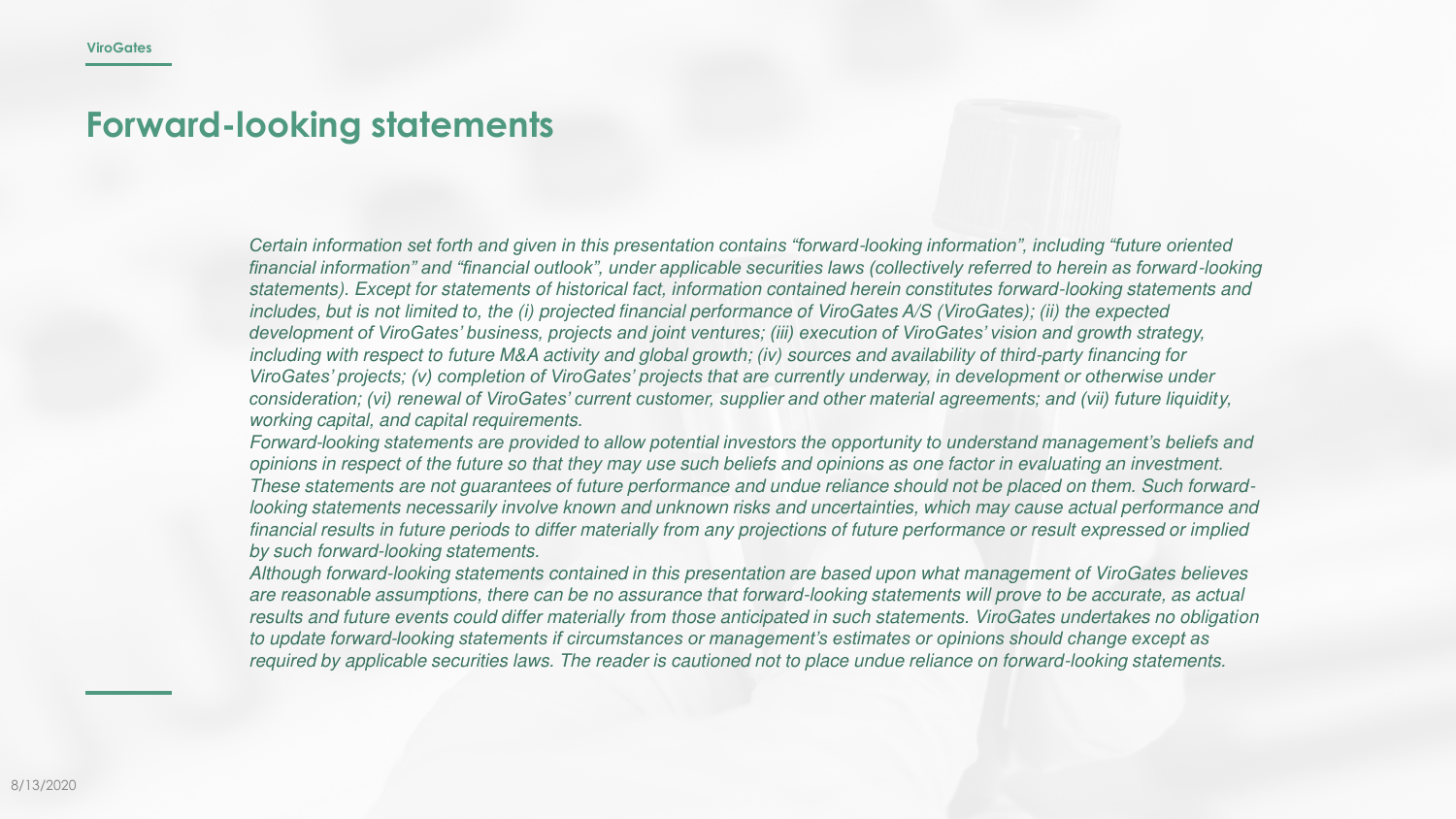# Forward-looking statements

*Certain information set forth and given in this presentation contains "forward-looking information", including "future oriented financial information" and "financial outlook", under applicable securities laws (collectively referred to herein as forward-looking statements). Except for statements of historical fact, information contained herein constitutes forward-looking statements and includes, but is not limited to, the (i) projected financial performance of ViroGates A/S (ViroGates); (ii) the expected development of ViroGates' business, projects and joint ventures; (iii) execution of ViroGates' vision and growth strategy, including with respect to future M&A activity and global growth; (iv) sources and availability of third-party financing for ViroGates' projects; (v) completion of ViroGates' projects that are currently underway, in development or otherwise under consideration; (vi) renewal of ViroGates' current customer, supplier and other material agreements; and (vii) future liquidity, working capital, and capital requirements.*

*Forward-looking statements are provided to allow potential investors the opportunity to understand management's beliefs and opinions in respect of the future so that they may use such beliefs and opinions as one factor in evaluating an investment. These statements are not guarantees of future performance and undue reliance should not be placed on them. Such forward-looking statements necessarily involve known and unknown risks and uncertainties, which may cause actual performance and financial results in future periods to differ materially from any projections of future performance or result expressed or implied by such forward-looking statements.*

*Although forward-looking statements contained in this presentation are based upon what management of ViroGates believes are reasonable assumptions, there can be no assurance that forward-looking statements will prove to be accurate, as actual results and future events could differ materially from those anticipated in such statements. ViroGates undertakes no obligation to update forward-looking statements if circumstances or management's estimates or opinions should change except as required by applicable securities laws. The reader is cautioned not to place undue reliance on forward-looking statements.*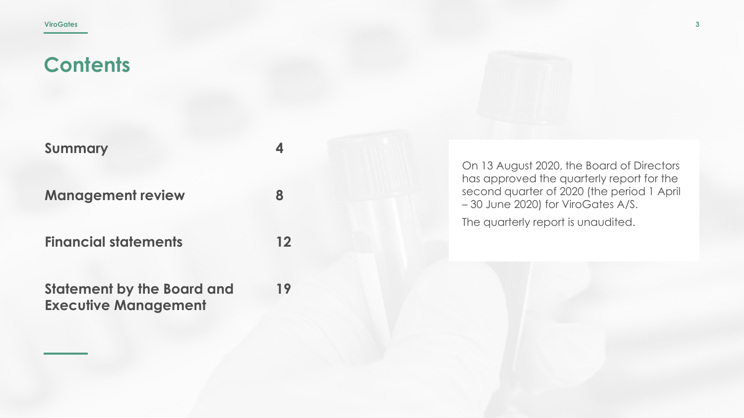# Contents

| | |
|---|---|
| **Summary** | **4** |
| **Management review** | **8** |
| **Financial statements** | **12** |
| **Statement by the Board and Executive Management** | **19** |

On 13 August 2020, the Board of Directors has approved the quarterly report for the second quarter of 2020 (the period 1 April – 30 June 2020) for ViroGates A/S.

The quarterly report is unaudited.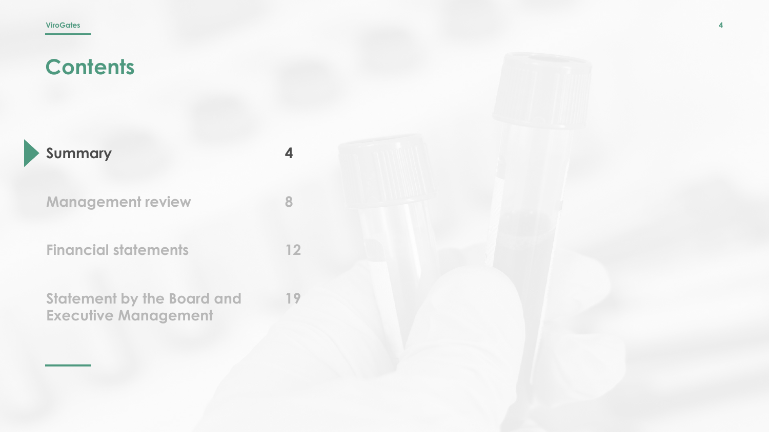# Contents

| | |
|---|---|
| Summary | 4 |
| Management review | 8 |
| Financial statements | 12 |
| Statement by the Board and Executive Management | 19 |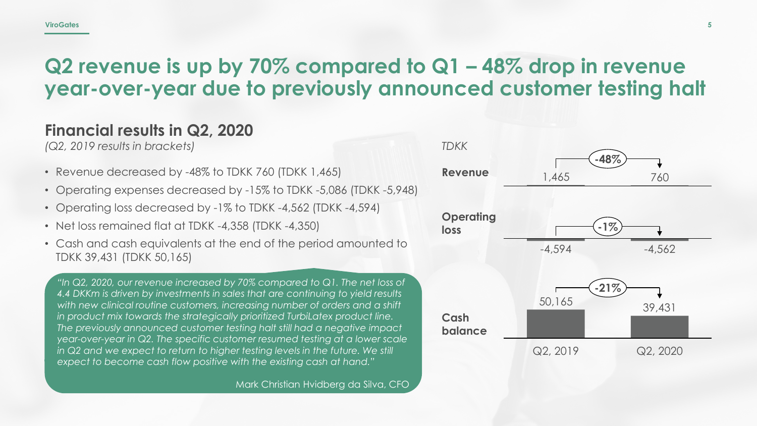# Q2 revenue is up by 70% compared to Q1 – 48% drop in revenue year-over-year due to previously announced customer testing halt

## Financial results in Q2, 2020

*(Q2, 2019 results in brackets)*

- Revenue decreased by -48% to TDKK 760 (TDKK 1,465)
- Operating expenses decreased by -15% to TDKK -5,086 (TDKK -5,948)
- Operating loss decreased by -1% to TDKK -4,562 (TDKK -4,594)
- Net loss remained flat at TDKK -4,358 (TDKK -4,350)
- Cash and cash equivalents at the end of the period amounted to TDKK 39,431 (TDKK 50,165)

> *"In Q2, 2020, our revenue increased by 70% compared to Q1. The net loss of 4.4 DKKm is driven by investments in sales that are continuing to yield results with new clinical routine customers, increasing number of orders and a shift in product mix towards the strategically prioritized TurbiLatex product line. The previously announced customer testing halt still had a negative impact year-over-year in Q2. The specific customer resumed testing at a lower scale in Q2 and we expect to return to higher testing levels in the future. We still expect to become cash flow positive with the existing cash at hand."*
>
> Mark Christian Hvidberg da Silva, CFO

*TDKK*

| | Q2, 2019 | Q2, 2020 | Change |
|---|---|---|---|
| **Revenue** | 1,465 | 760 | -48% |
| **Operating loss** | -4,594 | -4,562 | -1% |
| **Cash balance** | 50,165 | 39,431 | -21% |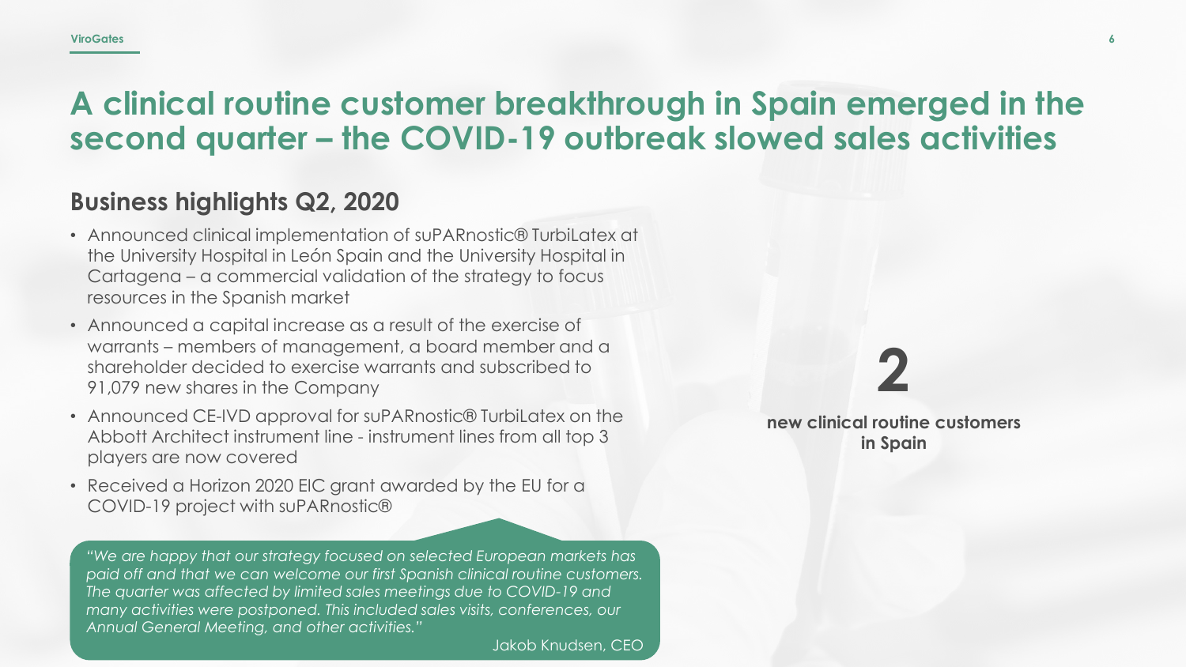# A clinical routine customer breakthrough in Spain emerged in the second quarter – the COVID-19 outbreak slowed sales activities

## Business highlights Q2, 2020

- Announced clinical implementation of suPARnostic® TurbiLatex at the University Hospital in León Spain and the University Hospital in Cartagena – a commercial validation of the strategy to focus resources in the Spanish market
- Announced a capital increase as a result of the exercise of warrants – members of management, a board member and a shareholder decided to exercise warrants and subscribed to 91,079 new shares in the Company
- Announced CE-IVD approval for suPARnostic® TurbiLatex on the Abbott Architect instrument line - instrument lines from all top 3 players are now covered
- Received a Horizon 2020 EIC grant awarded by the EU for a COVID-19 project with suPARnostic®

**2**

**new clinical routine customers in Spain**

*"We are happy that our strategy focused on selected European markets has paid off and that we can welcome our first Spanish clinical routine customers. The quarter was affected by limited sales meetings due to COVID-19 and many activities were postponed. This included sales visits, conferences, our Annual General Meeting, and other activities."*

Jakob Knudsen, CEO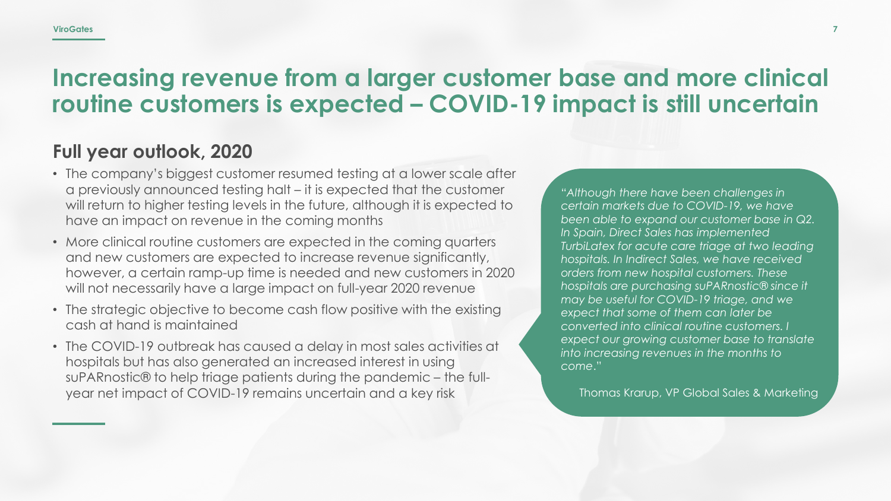# Increasing revenue from a larger customer base and more clinical routine customers is expected – COVID-19 impact is still uncertain

## Full year outlook, 2020

- The company's biggest customer resumed testing at a lower scale after a previously announced testing halt – it is expected that the customer will return to higher testing levels in the future, although it is expected to have an impact on revenue in the coming months
- More clinical routine customers are expected in the coming quarters and new customers are expected to increase revenue significantly, however, a certain ramp-up time is needed and new customers in 2020 will not necessarily have a large impact on full-year 2020 revenue
- The strategic objective to become cash flow positive with the existing cash at hand is maintained
- The COVID-19 outbreak has caused a delay in most sales activities at hospitals but has also generated an increased interest in using suPARnostic® to help triage patients during the pandemic – the full-year net impact of COVID-19 remains uncertain and a key risk

*"Although there have been challenges in certain markets due to COVID-19, we have been able to expand our customer base in Q2. In Spain, Direct Sales has implemented TurbiLatex for acute care triage at two leading hospitals. In Indirect Sales, we have received orders from new hospital customers. These hospitals are purchasing suPARnostic® since it may be useful for COVID-19 triage, and we expect that some of them can later be converted into clinical routine customers. I expect our growing customer base to translate into increasing revenues in the months to come."*

Thomas Krarup, VP Global Sales & Marketing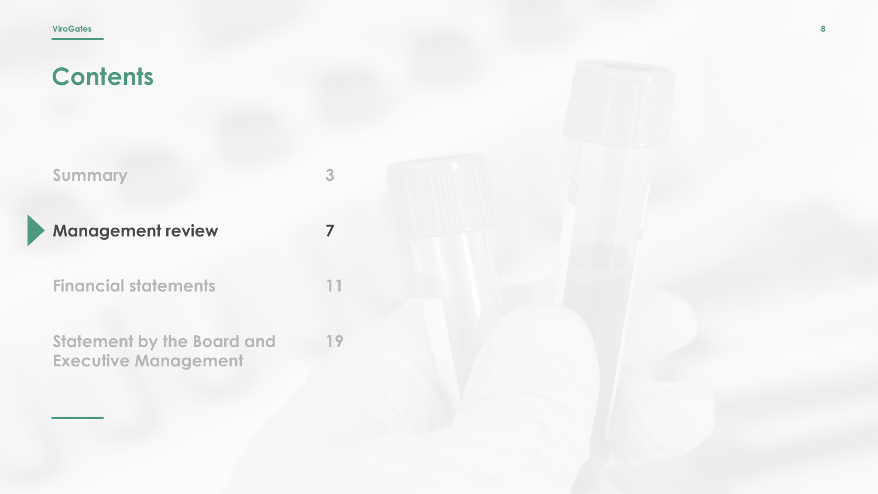# Contents

| | |
|---|---|
| Summary | 3 |
| **Management review** | **7** |
| Financial statements | 11 |
| Statement by the Board and Executive Management | 19 |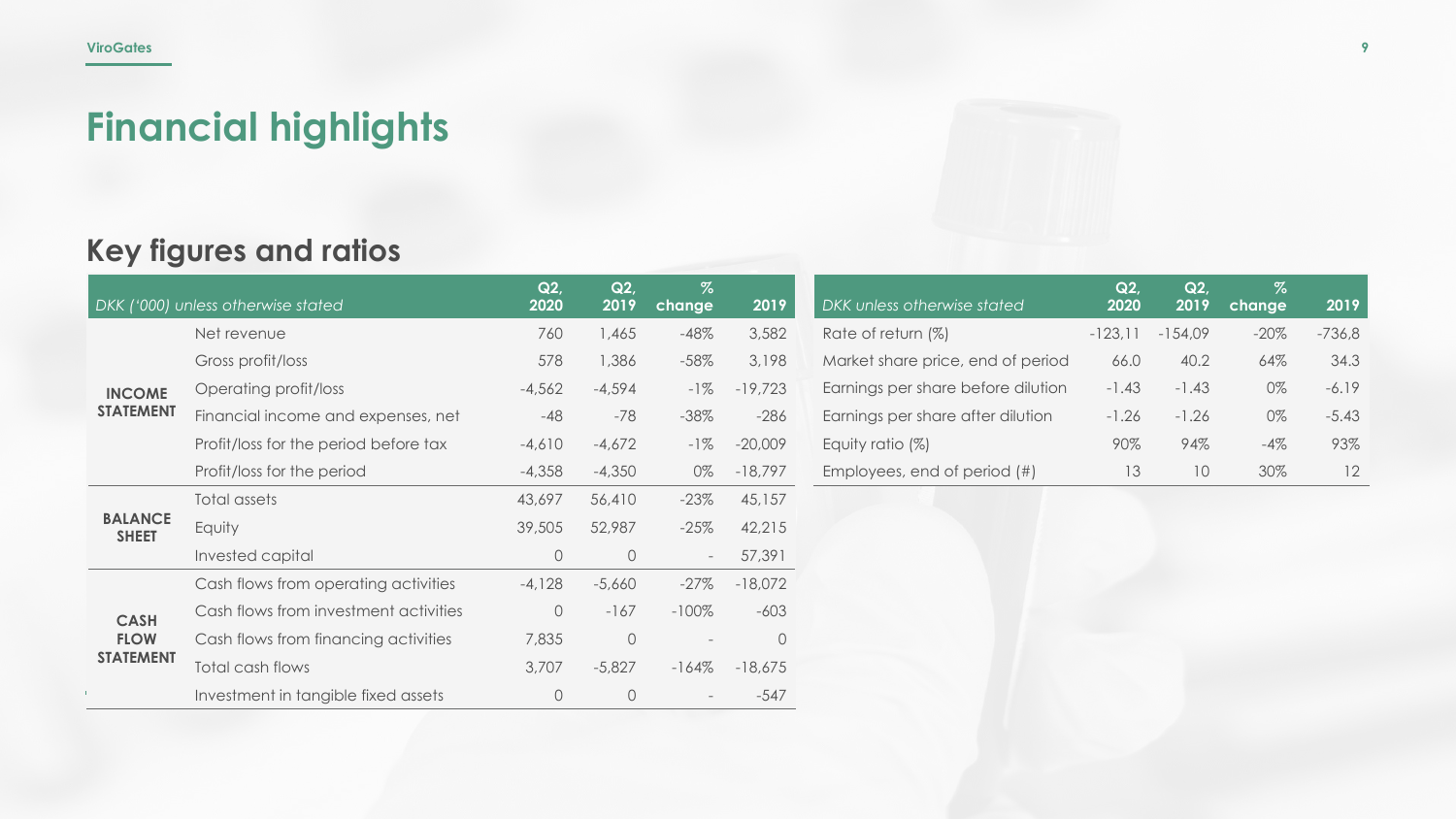# Financial highlights

## Key figures and ratios

| | DKK ('000) unless otherwise stated | Q2, 2020 | Q2, 2019 | % change | 2019 |
|---|---|---|---|---|---|
| **INCOME STATEMENT** | Net revenue | 760 | 1,465 | -48% | 3,582 |
| | Gross profit/loss | 578 | 1,386 | -58% | 3,198 |
| | Operating profit/loss | -4,562 | -4,594 | -1% | -19,723 |
| | Financial income and expenses, net | -48 | -78 | -38% | -286 |
| | Profit/loss for the period before tax | -4,610 | -4,672 | -1% | -20,009 |
| | Profit/loss for the period | -4,358 | -4,350 | 0% | -18,797 |
| **BALANCE SHEET** | Total assets | 43,697 | 56,410 | -23% | 45,157 |
| | Equity | 39,505 | 52,987 | -25% | 42,215 |
| | Invested capital | 0 | 0 | - | 57,391 |
| **CASH FLOW STATEMENT** | Cash flows from operating activities | -4,128 | -5,660 | -27% | -18,072 |
| | Cash flows from investment activities | 0 | -167 | -100% | -603 |
| | Cash flows from financing activities | 7,835 | 0 | - | 0 |
| | Total cash flows | 3,707 | -5,827 | -164% | -18,675 |
| | Investment in tangible fixed assets | 0 | 0 | - | -547 |

| DKK unless otherwise stated | Q2, 2020 | Q2, 2019 | % change | 2019 |
|---|---|---|---|---|
| Rate of return (%) | -123,11 | -154,09 | -20% | -736,8 |
| Market share price, end of period | 66.0 | 40.2 | 64% | 34.3 |
| Earnings per share before dilution | -1.43 | -1.43 | 0% | -6.19 |
| Earnings per share after dilution | -1.26 | -1.26 | 0% | -5.43 |
| Equity ratio (%) | 90% | 94% | -4% | 93% |
| Employees, end of period (#) | 13 | 10 | 30% | 12 |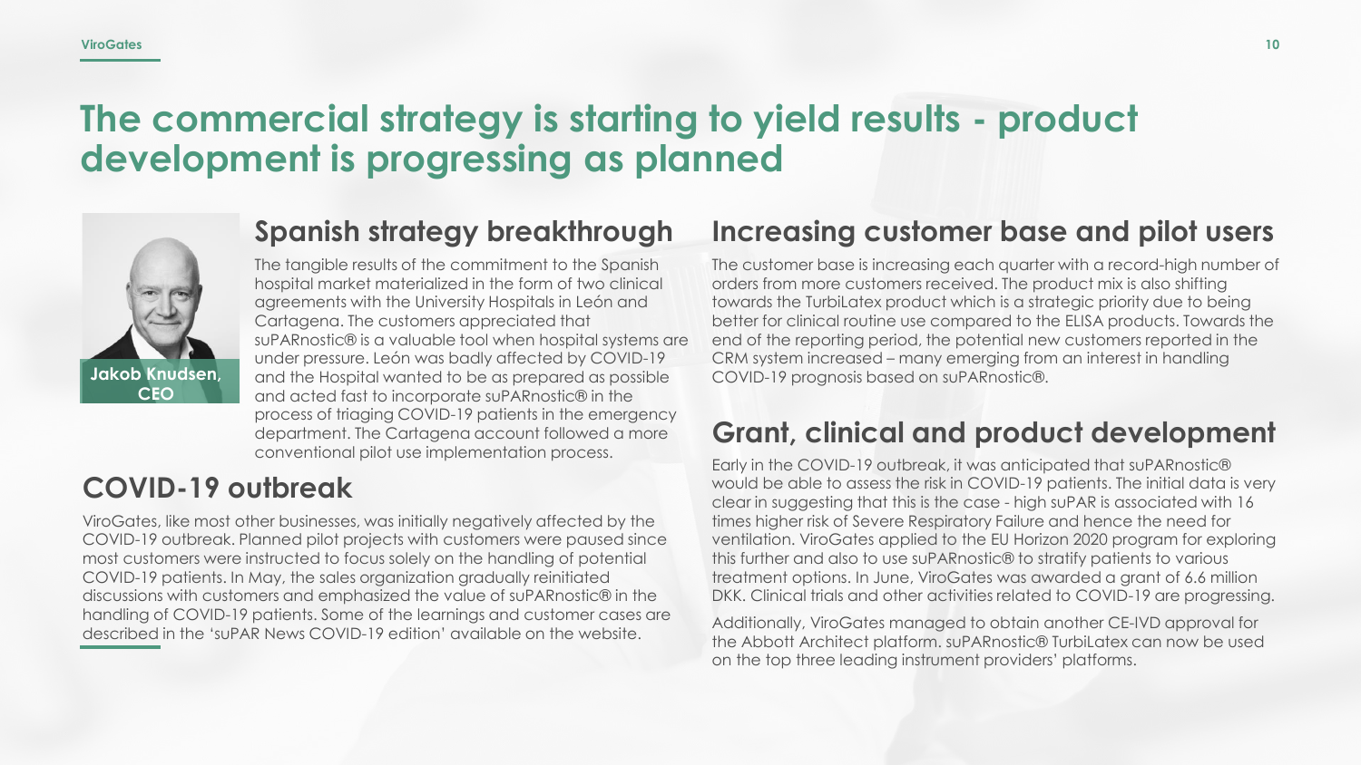# The commercial strategy is starting to yield results - product development is progressing as planned

Jakob Knudsen, CEO

## Spanish strategy breakthrough

The tangible results of the commitment to the Spanish hospital market materialized in the form of two clinical agreements with the University Hospitals in León and Cartagena. The customers appreciated that suPARnostic® is a valuable tool when hospital systems are under pressure. León was badly affected by COVID-19 and the Hospital wanted to be as prepared as possible and acted fast to incorporate suPARnostic® in the process of triaging COVID-19 patients in the emergency department. The Cartagena account followed a more conventional pilot use implementation process.

## COVID-19 outbreak

ViroGates, like most other businesses, was initially negatively affected by the COVID-19 outbreak. Planned pilot projects with customers were paused since most customers were instructed to focus solely on the handling of potential COVID-19 patients. In May, the sales organization gradually reinitiated discussions with customers and emphasized the value of suPARnostic® in the handling of COVID-19 patients. Some of the learnings and customer cases are described in the 'suPAR News COVID-19 edition' available on the website.

## Increasing customer base and pilot users

The customer base is increasing each quarter with a record-high number of orders from more customers received. The product mix is also shifting towards the TurbiLatex product which is a strategic priority due to being better for clinical routine use compared to the ELISA products. Towards the end of the reporting period, the potential new customers reported in the CRM system increased – many emerging from an interest in handling COVID-19 prognosis based on suPARnostic®.

## Grant, clinical and product development

Early in the COVID-19 outbreak, it was anticipated that suPARnostic® would be able to assess the risk in COVID-19 patients. The initial data is very clear in suggesting that this is the case - high suPAR is associated with 16 times higher risk of Severe Respiratory Failure and hence the need for ventilation. ViroGates applied to the EU Horizon 2020 program for exploring this further and also to use suPARnostic® to stratify patients to various treatment options. In June, ViroGates was awarded a grant of 6.6 million DKK. Clinical trials and other activities related to COVID-19 are progressing.

Additionally, ViroGates managed to obtain another CE-IVD approval for the Abbott Architect platform. suPARnostic® TurbiLatex can now be used on the top three leading instrument providers' platforms.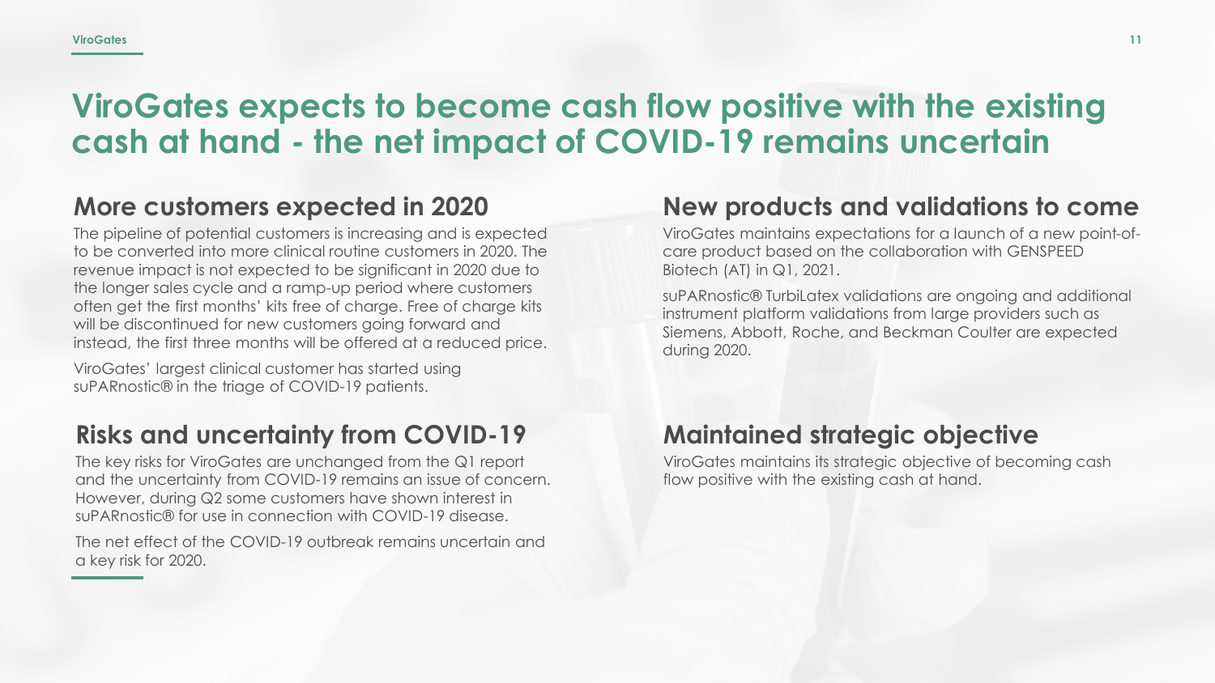# ViroGates expects to become cash flow positive with the existing cash at hand - the net impact of COVID-19 remains uncertain

## More customers expected in 2020

The pipeline of potential customers is increasing and is expected to be converted into more clinical routine customers in 2020. The revenue impact is not expected to be significant in 2020 due to the longer sales cycle and a ramp-up period where customers often get the first months' kits free of charge. Free of charge kits will be discontinued for new customers going forward and instead, the first three months will be offered at a reduced price.

ViroGates' largest clinical customer has started using suPARnostic® in the triage of COVID-19 patients.

## Risks and uncertainty from COVID-19

The key risks for ViroGates are unchanged from the Q1 report and the uncertainty from COVID-19 remains an issue of concern. However, during Q2 some customers have shown interest in suPARnostic® for use in connection with COVID-19 disease.

The net effect of the COVID-19 outbreak remains uncertain and a key risk for 2020.

## New products and validations to come

ViroGates maintains expectations for a launch of a new point-of-care product based on the collaboration with GENSPEED Biotech (AT) in Q1, 2021.

suPARnostic® TurbiLatex validations are ongoing and additional instrument platform validations from large providers such as Siemens, Abbott, Roche, and Beckman Coulter are expected during 2020.

## Maintained strategic objective

ViroGates maintains its strategic objective of becoming cash flow positive with the existing cash at hand.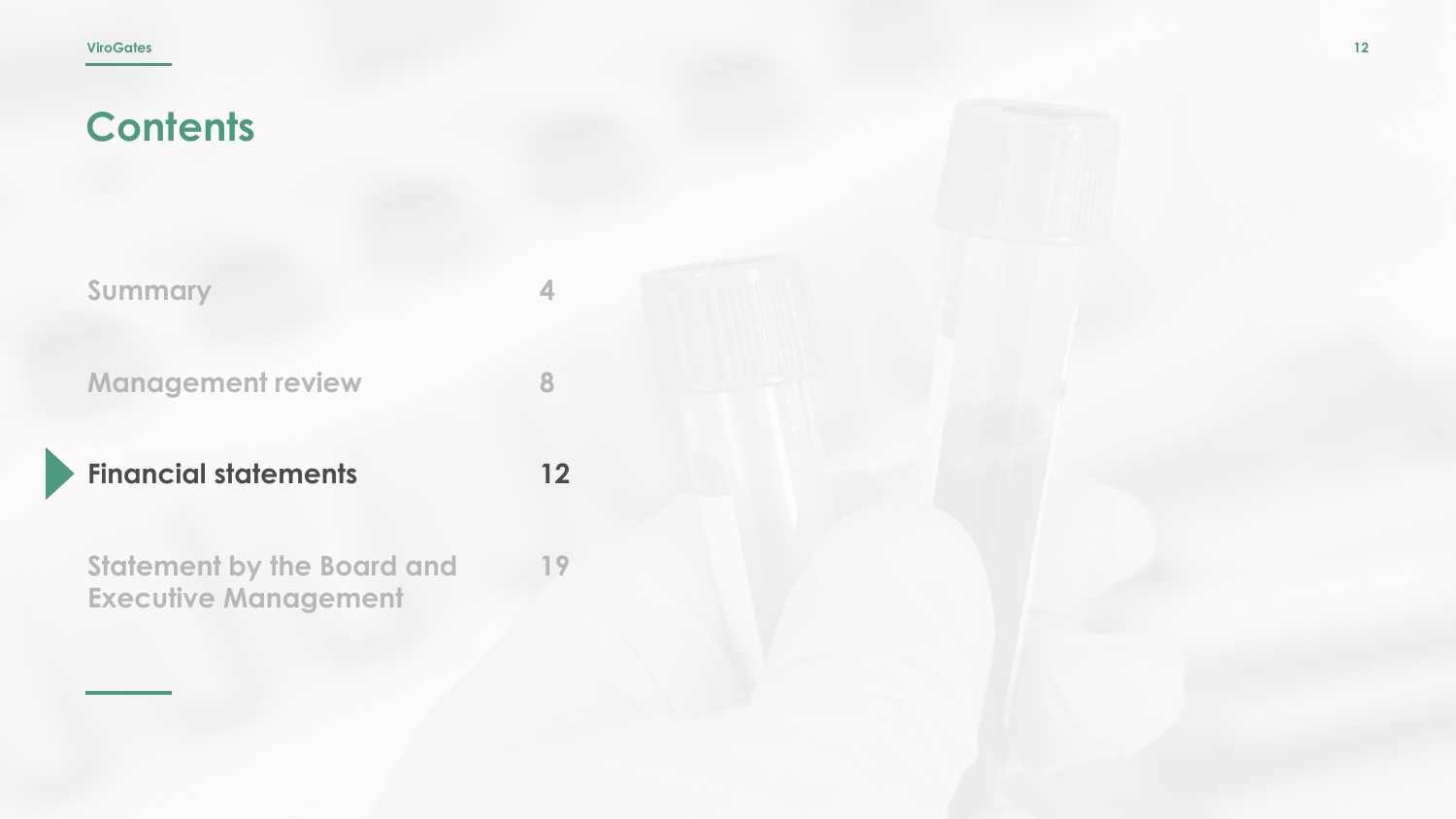# Contents

| | |
|---|---|
| Summary | 4 |
| Management review | 8 |
| **Financial statements** | **12** |
| Statement by the Board and Executive Management | 19 |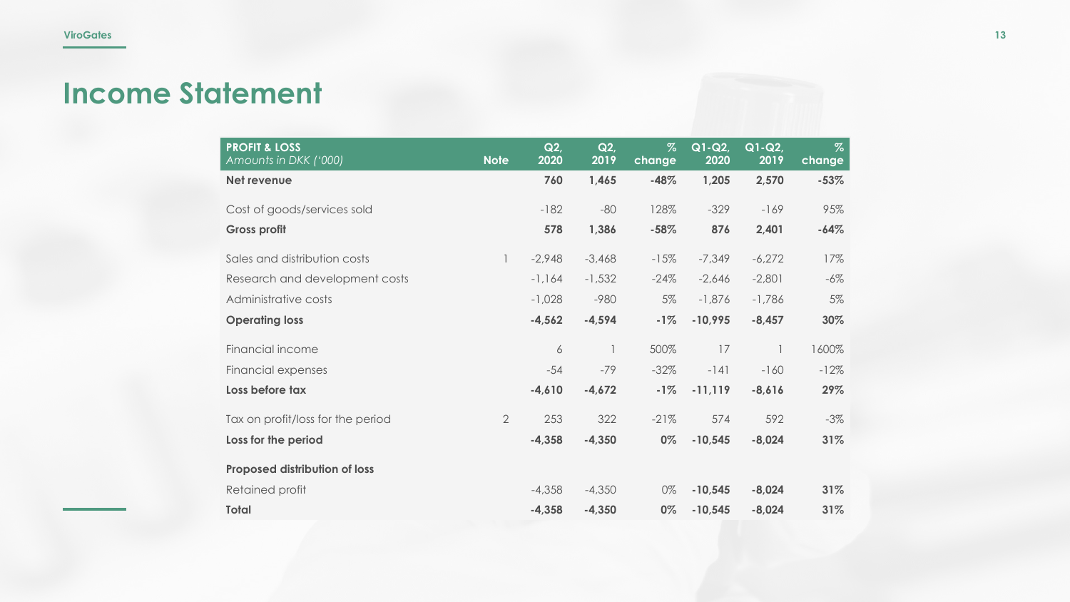# Income Statement

| **PROFIT & LOSS** *Amounts in DKK ('000)* | **Note** | **Q2, 2020** | **Q2, 2019** | **% change** | **Q1-Q2, 2020** | **Q1-Q2, 2019** | **% change** |
|---|---|---|---|---|---|---|---|
| **Net revenue** | | **760** | **1,465** | **-48%** | **1,205** | **2,570** | **-53%** |
| Cost of goods/services sold | | -182 | -80 | 128% | -329 | -169 | 95% |
| **Gross profit** | | **578** | **1,386** | **-58%** | **876** | **2,401** | **-64%** |
| Sales and distribution costs | 1 | -2,948 | -3,468 | -15% | -7,349 | -6,272 | 17% |
| Research and development costs | | -1,164 | -1,532 | -24% | -2,646 | -2,801 | -6% |
| Administrative costs | | -1,028 | -980 | 5% | -1,876 | -1,786 | 5% |
| **Operating loss** | | **-4,562** | **-4,594** | **-1%** | **-10,995** | **-8,457** | **30%** |
| Financial income | | 6 | 1 | 500% | 17 | 1 | 1600% |
| Financial expenses | | -54 | -79 | -32% | -141 | -160 | -12% |
| **Loss before tax** | | **-4,610** | **-4,672** | **-1%** | **-11,119** | **-8,616** | **29%** |
| Tax on profit/loss for the period | 2 | 253 | 322 | -21% | 574 | 592 | -3% |
| **Loss for the period** | | **-4,358** | **-4,350** | **0%** | **-10,545** | **-8,024** | **31%** |
| **Proposed distribution of loss** | | | | | | | |
| Retained profit | | -4,358 | -4,350 | 0% | **-10,545** | **-8,024** | **31%** |
| **Total** | | **-4,358** | **-4,350** | **0%** | **-10,545** | **-8,024** | **31%** |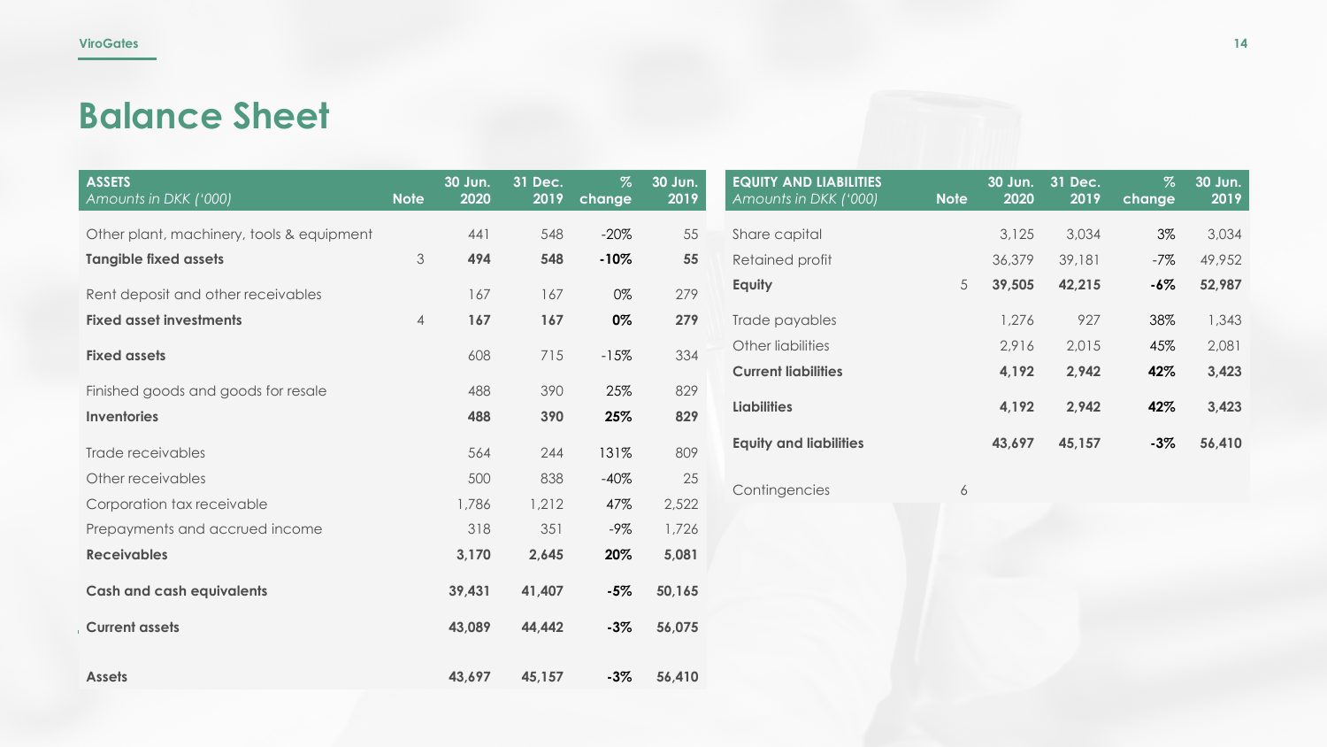# Balance Sheet

| ASSETS<br>*Amounts in DKK ('000)* | Note | 30 Jun. 2020 | 31 Dec. 2019 | % change | 30 Jun. 2019 |
|---|---|---|---|---|---|
| Other plant, machinery, tools & equipment | | 441 | 548 | -20% | 55 |
| **Tangible fixed assets** | 3 | **494** | **548** | **-10%** | **55** |
| Rent deposit and other receivables | | 167 | 167 | 0% | 279 |
| **Fixed asset investments** | 4 | **167** | **167** | **0%** | **279** |
| **Fixed assets** | | 608 | 715 | -15% | 334 |
| Finished goods and goods for resale | | 488 | 390 | 25% | 829 |
| **Inventories** | | **488** | **390** | **25%** | **829** |
| Trade receivables | | 564 | 244 | 131% | 809 |
| Other receivables | | 500 | 838 | -40% | 25 |
| Corporation tax receivable | | 1,786 | 1,212 | 47% | 2,522 |
| Prepayments and accrued income | | 318 | 351 | -9% | 1,726 |
| **Receivables** | | **3,170** | **2,645** | **20%** | **5,081** |
| **Cash and cash equivalents** | | **39,431** | **41,407** | **-5%** | **50,165** |
| **Current assets** | | **43,089** | **44,442** | **-3%** | **56,075** |
| **Assets** | | **43,697** | **45,157** | **-3%** | **56,410** |

| EQUITY AND LIABILITIES<br>*Amounts in DKK ('000)* | Note | 30 Jun. 2020 | 31 Dec. 2019 | % change | 30 Jun. 2019 |
|---|---|---|---|---|---|
| Share capital | | 3,125 | 3,034 | 3% | 3,034 |
| Retained profit | | 36,379 | 39,181 | -7% | 49,952 |
| **Equity** | 5 | **39,505** | **42,215** | **-6%** | **52,987** |
| Trade payables | | 1,276 | 927 | 38% | 1,343 |
| Other liabilities | | 2,916 | 2,015 | 45% | 2,081 |
| **Current liabilities** | | **4,192** | **2,942** | **42%** | **3,423** |
| **Liabilities** | | **4,192** | **2,942** | **42%** | **3,423** |
| **Equity and liabilities** | | **43,697** | **45,157** | **-3%** | **56,410** |
| Contingencies | 6 | | | | |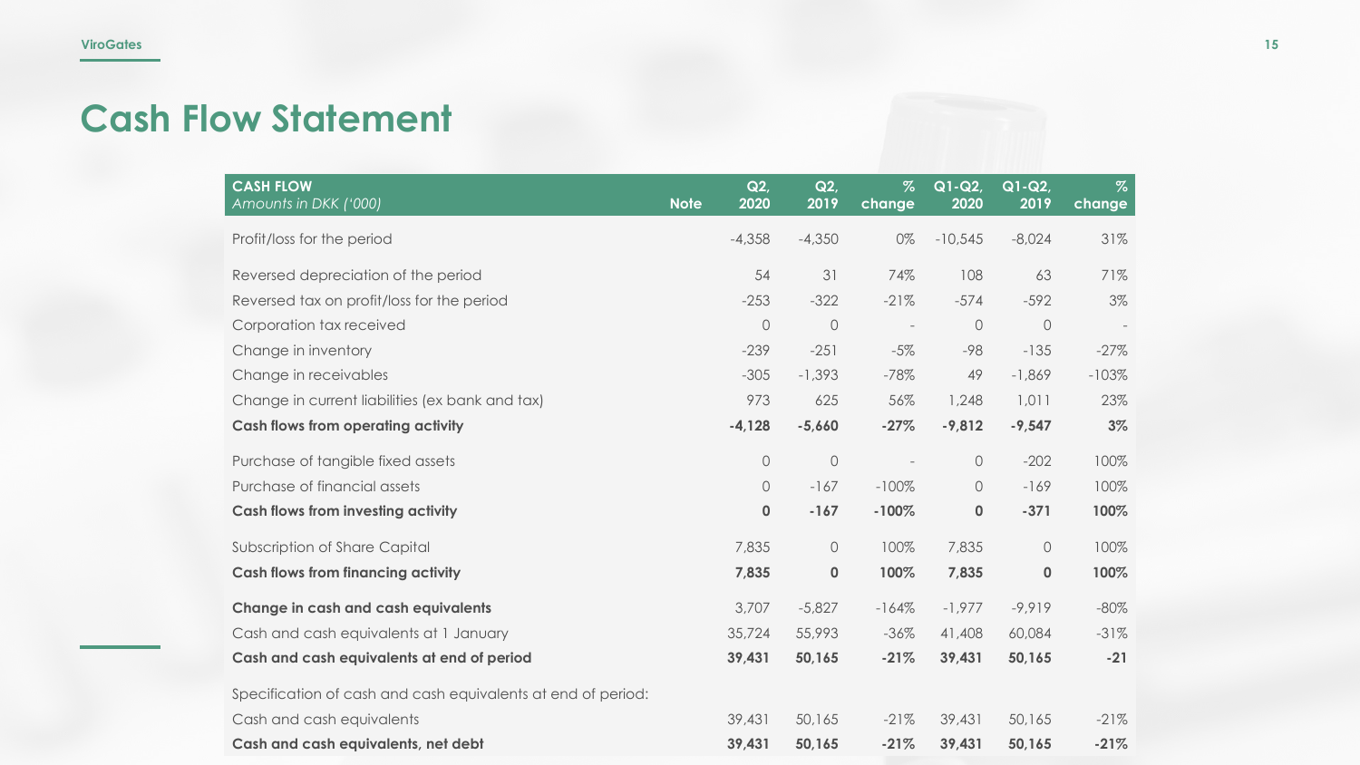# Cash Flow Statement

| CASH FLOW<br>*Amounts in DKK ('000)* | Note | Q2, 2020 | Q2, 2019 | % change | Q1-Q2, 2020 | Q1-Q2, 2019 | % change |
|---|---|---|---|---|---|---|---|
| Profit/loss for the period | | -4,358 | -4,350 | 0% | -10,545 | -8,024 | 31% |
| Reversed depreciation of the period | | 54 | 31 | 74% | 108 | 63 | 71% |
| Reversed tax on profit/loss for the period | | -253 | -322 | -21% | -574 | -592 | 3% |
| Corporation tax received | | 0 | 0 | - | 0 | 0 | - |
| Change in inventory | | -239 | -251 | -5% | -98 | -135 | -27% |
| Change in receivables | | -305 | -1,393 | -78% | 49 | -1,869 | -103% |
| Change in current liabilities (ex bank and tax) | | 973 | 625 | 56% | 1,248 | 1,011 | 23% |
| **Cash flows from operating activity** | | **-4,128** | **-5,660** | **-27%** | **-9,812** | **-9,547** | **3%** |
| Purchase of tangible fixed assets | | 0 | 0 | - | 0 | -202 | 100% |
| Purchase of financial assets | | 0 | -167 | -100% | 0 | -169 | 100% |
| **Cash flows from investing activity** | | **0** | **-167** | **-100%** | **0** | **-371** | **100%** |
| Subscription of Share Capital | | 7,835 | 0 | 100% | 7,835 | 0 | 100% |
| **Cash flows from financing activity** | | **7,835** | **0** | **100%** | **7,835** | **0** | **100%** |
| **Change in cash and cash equivalents** | | 3,707 | -5,827 | -164% | -1,977 | -9,919 | -80% |
| Cash and cash equivalents at 1 January | | 35,724 | 55,993 | -36% | 41,408 | 60,084 | -31% |
| **Cash and cash equivalents at end of period** | | **39,431** | **50,165** | **-21%** | **39,431** | **50,165** | **-21** |
| Specification of cash and cash equivalents at end of period: | | | | | | | |
| Cash and cash equivalents | | 39,431 | 50,165 | -21% | 39,431 | 50,165 | -21% |
| **Cash and cash equivalents, net debt** | | **39,431** | **50,165** | **-21%** | **39,431** | **50,165** | **-21%** |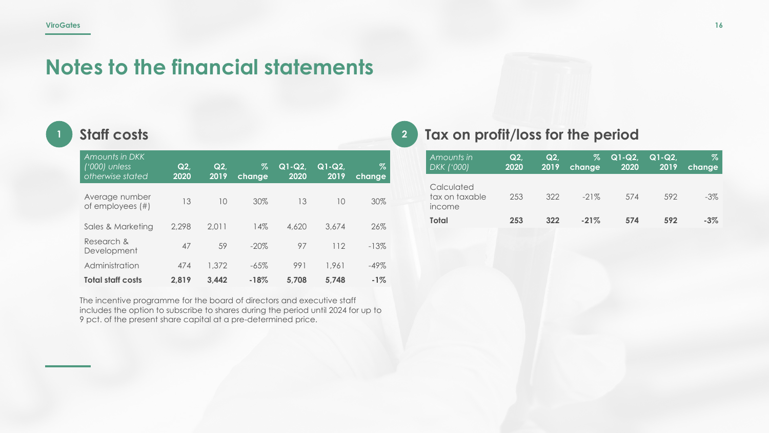# Notes to the financial statements

## 1 Staff costs

| *Amounts in DKK ('000) unless otherwise stated* | Q2, 2020 | Q2, 2019 | % change | Q1-Q2, 2020 | Q1-Q2, 2019 | % change |
|---|---|---|---|---|---|---|
| Average number of employees (#) | 13 | 10 | 30% | 13 | 10 | 30% |
| Sales & Marketing | 2,298 | 2,011 | 14% | 4,620 | 3,674 | 26% |
| Research & Development | 47 | 59 | -20% | 97 | 112 | -13% |
| Administration | 474 | 1,372 | -65% | 991 | 1,961 | -49% |
| **Total staff costs** | **2,819** | **3,442** | **-18%** | **5,708** | **5,748** | **-1%** |

The incentive programme for the board of directors and executive staff includes the option to subscribe to shares during the period until 2024 for up to 9 pct. of the present share capital at a pre-determined price.

## 2 Tax on profit/loss for the period

| *Amounts in DKK ('000)* | Q2, 2020 | Q2, 2019 | % change | Q1-Q2, 2020 | Q1-Q2, 2019 | % change |
|---|---|---|---|---|---|---|
| Calculated tax on taxable income | 253 | 322 | -21% | 574 | 592 | -3% |
| **Total** | **253** | **322** | **-21%** | **574** | **592** | **-3%** |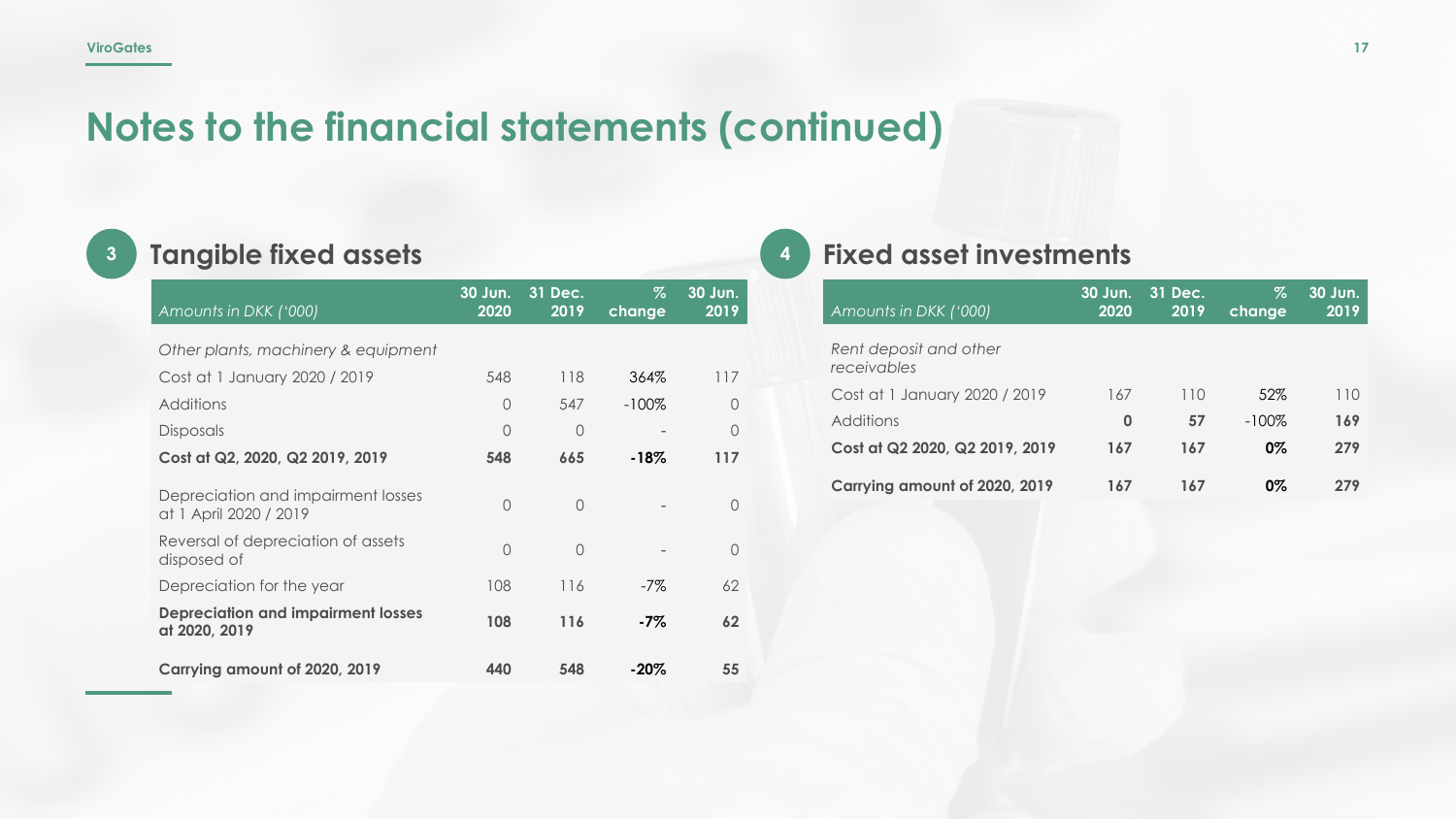# Notes to the financial statements (continued)

## 3 Tangible fixed assets

| *Amounts in DKK ('000)* | 30 Jun. 2020 | 31 Dec. 2019 | % change | 30 Jun. 2019 |
|---|---|---|---|---|
| *Other plants, machinery & equipment* | | | | |
| Cost at 1 January 2020 / 2019 | 548 | 118 | 364% | 117 |
| Additions | 0 | 547 | -100% | 0 |
| Disposals | 0 | 0 | - | 0 |
| **Cost at Q2, 2020, Q2 2019, 2019** | **548** | **665** | **-18%** | **117** |
| Depreciation and impairment losses at 1 April 2020 / 2019 | 0 | 0 | - | 0 |
| Reversal of depreciation of assets disposed of | 0 | 0 | - | 0 |
| Depreciation for the year | 108 | 116 | -7% | 62 |
| **Depreciation and impairment losses at 2020, 2019** | **108** | **116** | **-7%** | **62** |
| **Carrying amount of 2020, 2019** | **440** | **548** | **-20%** | **55** |

## 4 Fixed asset investments

| *Amounts in DKK ('000)* | 30 Jun. 2020 | 31 Dec. 2019 | % change | 30 Jun. 2019 |
|---|---|---|---|---|
| *Rent deposit and other receivables* | | | | |
| Cost at 1 January 2020 / 2019 | 167 | 110 | 52% | 110 |
| Additions | **0** | **57** | -100% | **169** |
| **Cost at Q2 2020, Q2 2019, 2019** | **167** | **167** | **0%** | **279** |
| **Carrying amount of 2020, 2019** | **167** | **167** | **0%** | **279** |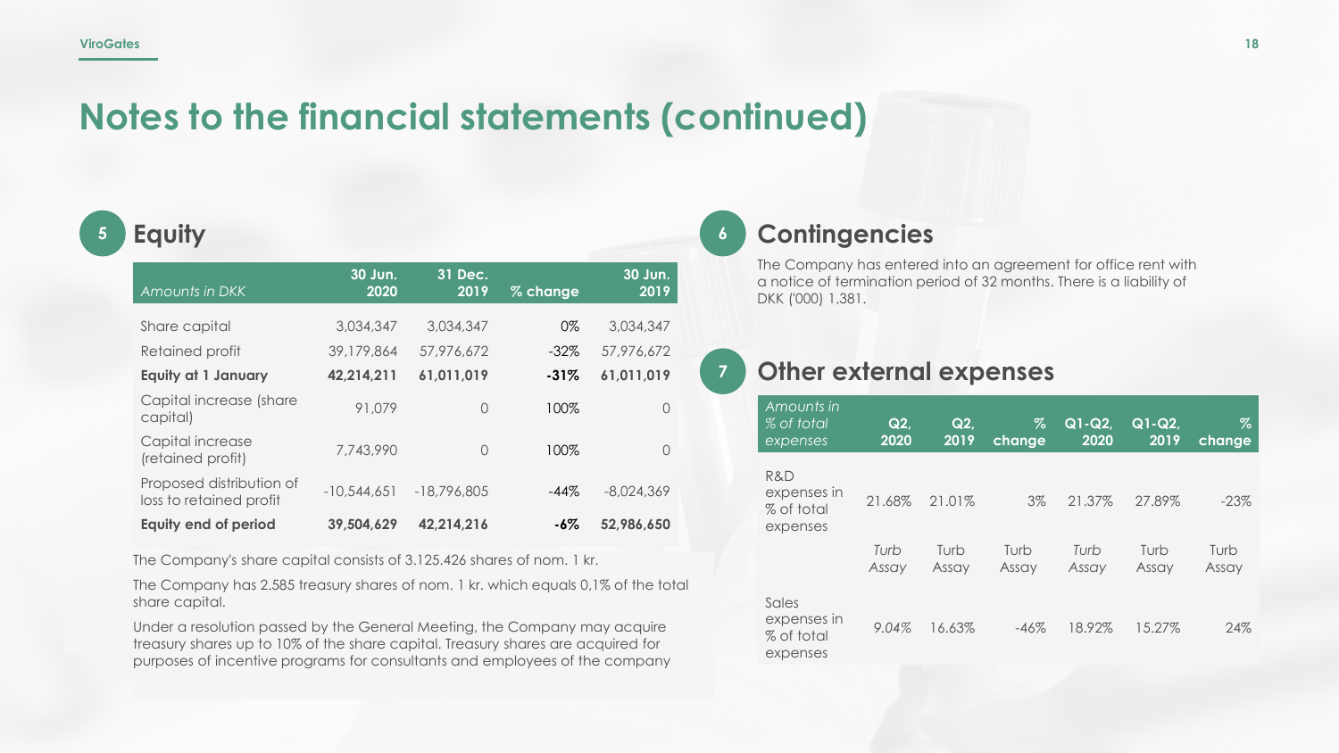# Notes to the financial statements (continued)

## 5 Equity

| *Amounts in DKK* | 30 Jun. 2020 | 31 Dec. 2019 | % change | 30 Jun. 2019 |
|---|---|---|---|---|
| Share capital | 3,034,347 | 3,034,347 | 0% | 3,034,347 |
| Retained profit | 39,179,864 | 57,976,672 | -32% | 57,976,672 |
| **Equity at 1 January** | **42,214,211** | **61,011,019** | **-31%** | **61,011,019** |
| Capital increase (share capital) | 91,079 | 0 | 100% | 0 |
| Capital increase (retained profit) | 7,743,990 | 0 | 100% | 0 |
| Proposed distribution of loss to retained profit | -10,544,651 | -18,796,805 | -44% | -8,024,369 |
| **Equity end of period** | **39,504,629** | **42,214,216** | **-6%** | **52,986,650** |

The Company's share capital consists of 3.125.426 shares of nom. 1 kr.

The Company has 2.585 treasury shares of nom. 1 kr. which equals 0,1% of the total share capital.

Under a resolution passed by the General Meeting, the Company may acquire treasury shares up to 10% of the share capital. Treasury shares are acquired for purposes of incentive programs for consultants and employees of the company

## 6 Contingencies

The Company has entered into an agreement for office rent with a notice of termination period of 32 months. There is a liability of DKK ('000) 1,381.

## 7 Other external expenses

| *Amounts in % of total expenses* | Q2, 2020 | Q2, 2019 | % change | Q1-Q2, 2020 | Q1-Q2, 2019 | % change |
|---|---|---|---|---|---|---|
| R&D expenses in % of total expenses | 21.68% | 21.01% | 3% | 21.37% | 27.89% | -23% |
| | *Turb Assay* | Turb Assay | Turb Assay | *Turb Assay* | Turb Assay | Turb Assay |
| Sales expenses in % of total expenses | 9.04% | 16.63% | -46% | 18.92% | 15.27% | 24% |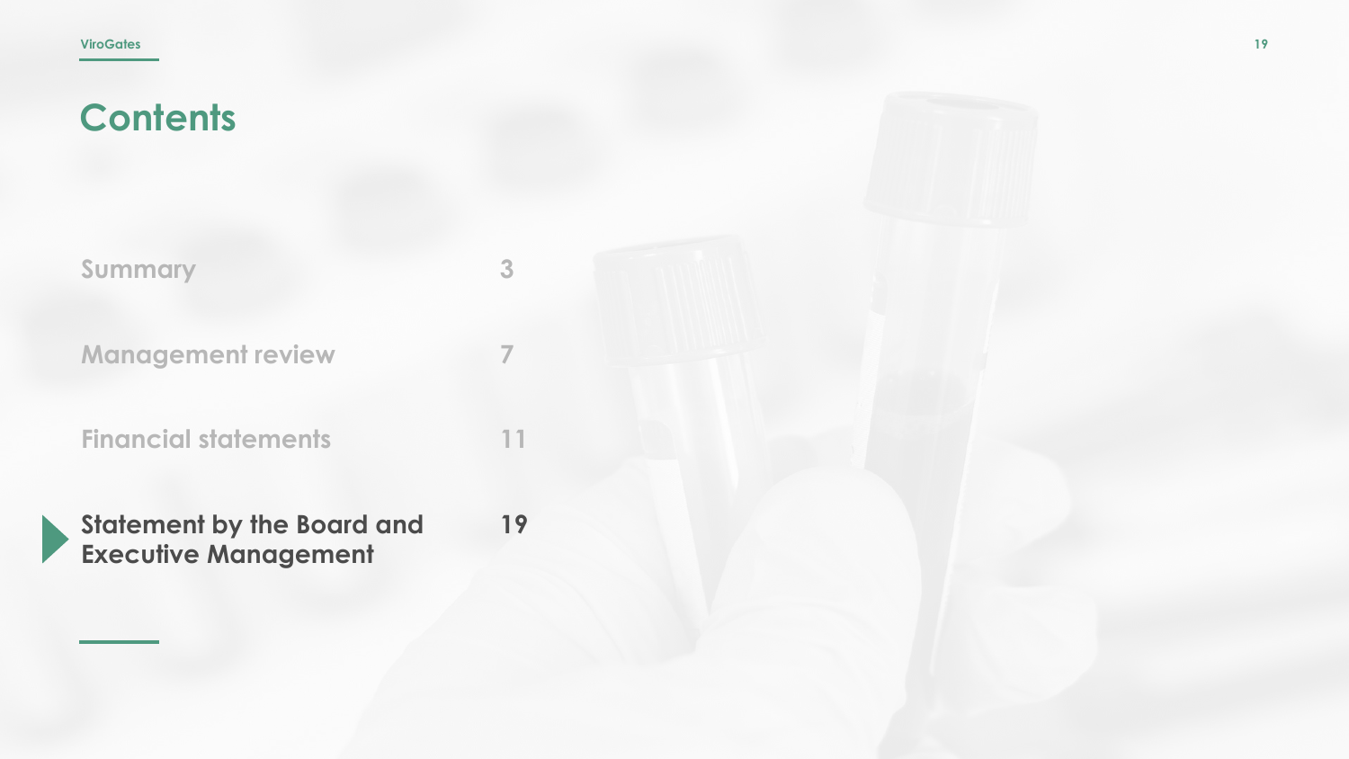# Contents

| | |
|---|---|
| Summary | 3 |
| Management review | 7 |
| Financial statements | 11 |
| **Statement by the Board and Executive Management** | **19** |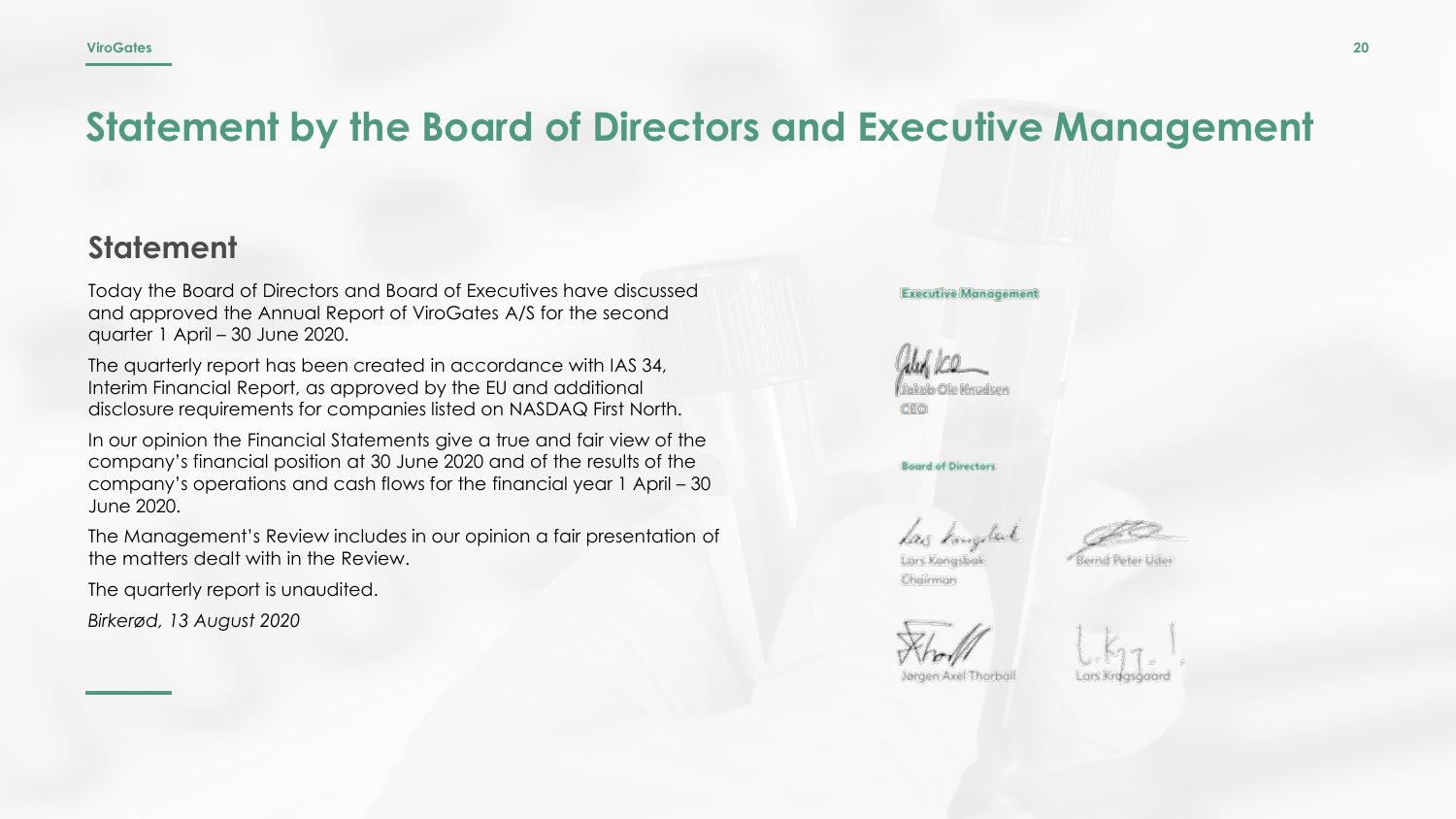# Statement by the Board of Directors and Executive Management

## Statement

Today the Board of Directors and Board of Executives have discussed and approved the Annual Report of ViroGates A/S for the second quarter 1 April – 30 June 2020.

The quarterly report has been created in accordance with IAS 34, Interim Financial Report, as approved by the EU and additional disclosure requirements for companies listed on NASDAQ First North.

In our opinion the Financial Statements give a true and fair view of the company's financial position at 30 June 2020 and of the results of the company's operations and cash flows for the financial year 1 April – 30 June 2020.

The Management's Review includes in our opinion a fair presentation of the matters dealt with in the Review.

The quarterly report is unaudited.

*Birkerød, 13 August 2020*

**Executive Management**

Jakob Ole Knudsen
CEO

**Board of Directors**

Lars Kongsbak
Chairman

Bernd Peter Uder

Jørgen Axel Thorball

Lars Krogsgaard